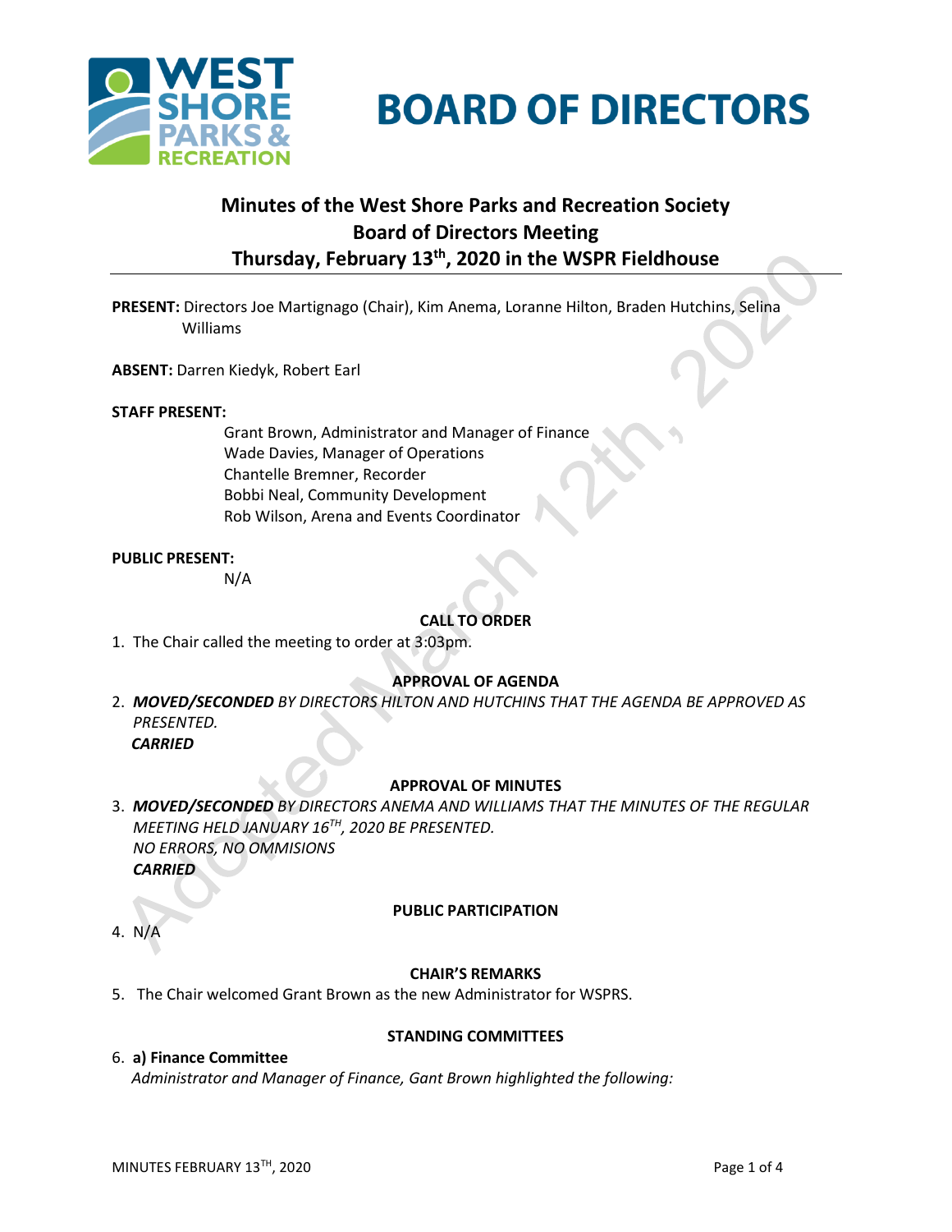# BOARD OF DIRECTORS

## Minutes of the West Shore Parks and Recreation Society Board of Directors Meeting Thursday, February 13th, 2020 in the WSPR Fieldhouse

**PRESENT:** Directors Joe Martignago (Chair), Kim Anema, Loranne Hilton, Braden Hutchins, Selina Williams

**ABSENT:** Darren Kiedyk, Robert Earl

**STAFF PRESENT:**

Grant Brown, Administrator and Manager of Finance
Wade Davies, Manager of Operations
Chantelle Bremner, Recorder
Bobbi Neal, Community Development
Rob Wilson, Arena and Events Coordinator

**PUBLIC PRESENT:**

N/A

### CALL TO ORDER

1. The Chair called the meeting to order at 3:03pm.

### APPROVAL OF AGENDA

2. ***MOVED/SECONDED** BY DIRECTORS HILTON AND HUTCHINS THAT THE AGENDA BE APPROVED AS PRESENTED.*
   ***CARRIED***

### APPROVAL OF MINUTES

3. ***MOVED/SECONDED** BY DIRECTORS ANEMA AND WILLIAMS THAT THE MINUTES OF THE REGULAR MEETING HELD JANUARY 16TH, 2020 BE PRESENTED.*
   *NO ERRORS, NO OMMISIONS*
   ***CARRIED***

### PUBLIC PARTICIPATION

4. N/A

### CHAIR'S REMARKS

5. The Chair welcomed Grant Brown as the new Administrator for WSPRS.

### STANDING COMMITTEES

6. **a) Finance Committee**
   *Administrator and Manager of Finance, Gant Brown highlighted the following:*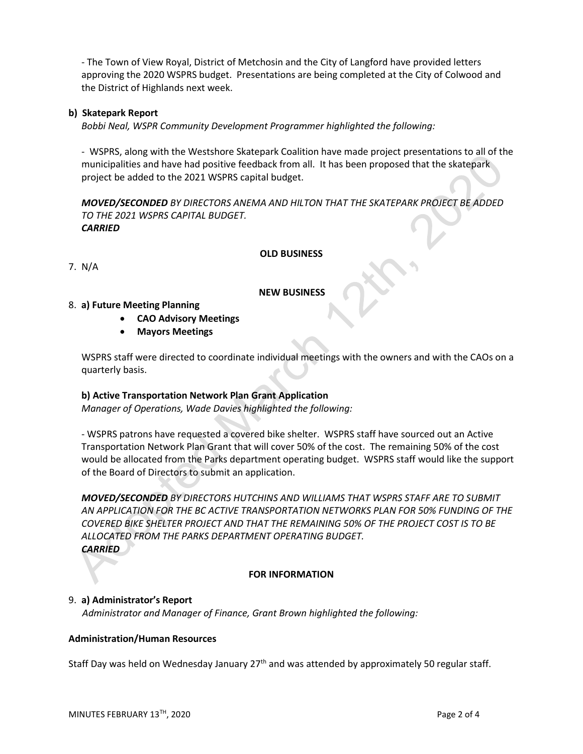- The Town of View Royal, District of Metchosin and the City of Langford have provided letters approving the 2020 WSPRS budget. Presentations are being completed at the City of Colwood and the District of Highlands next week.

**b) Skatepark Report**

*Bobbi Neal, WSPR Community Development Programmer highlighted the following:*

- WSPRS, along with the Westshore Skatepark Coalition have made project presentations to all of the municipalities and have had positive feedback from all. It has been proposed that the skatepark project be added to the 2021 WSPRS capital budget.

***MOVED/SECONDED** BY DIRECTORS ANEMA AND HILTON THAT THE SKATEPARK PROJECT BE ADDED TO THE 2021 WSPRS CAPITAL BUDGET.*
***CARRIED***

**OLD BUSINESS**

7. N/A

**NEW BUSINESS**

8. **a) Future Meeting Planning**
    - **CAO Advisory Meetings**
    - **Mayors Meetings**

WSPRS staff were directed to coordinate individual meetings with the owners and with the CAOs on a quarterly basis.

**b) Active Transportation Network Plan Grant Application**

*Manager of Operations, Wade Davies highlighted the following:*

- WSPRS patrons have requested a covered bike shelter. WSPRS staff have sourced out an Active Transportation Network Plan Grant that will cover 50% of the cost. The remaining 50% of the cost would be allocated from the Parks department operating budget. WSPRS staff would like the support of the Board of Directors to submit an application.

***MOVED/SECONDED** BY DIRECTORS HUTCHINS AND WILLIAMS THAT WSPRS STAFF ARE TO SUBMIT AN APPLICATION FOR THE BC ACTIVE TRANSPORTATION NETWORKS PLAN FOR 50% FUNDING OF THE COVERED BIKE SHELTER PROJECT AND THAT THE REMAINING 50% OF THE PROJECT COST IS TO BE ALLOCATED FROM THE PARKS DEPARTMENT OPERATING BUDGET.*
***CARRIED***

**FOR INFORMATION**

9. **a) Administrator's Report**

*Administrator and Manager of Finance, Grant Brown highlighted the following:*

**Administration/Human Resources**

Staff Day was held on Wednesday January 27th and was attended by approximately 50 regular staff.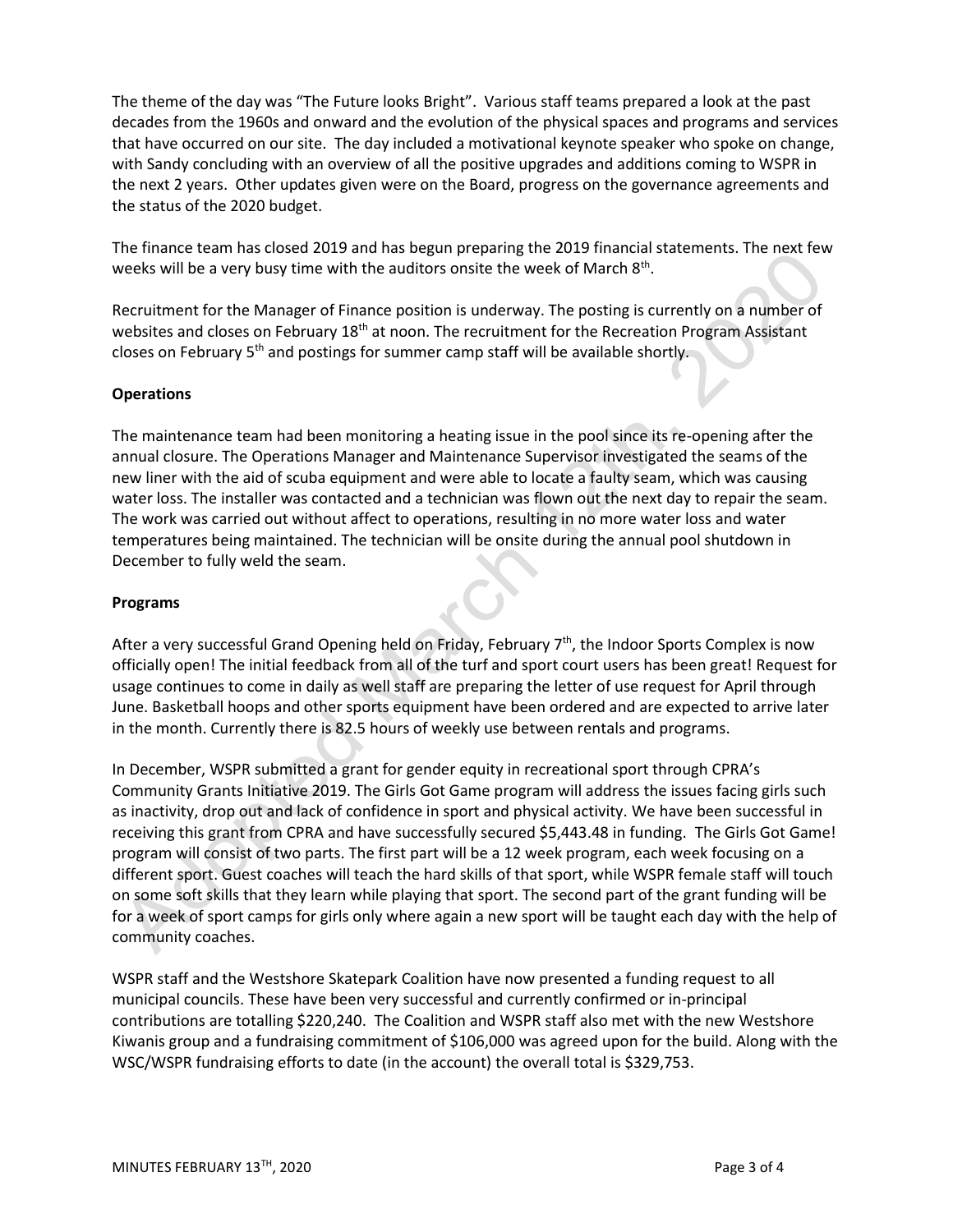The theme of the day was "The Future looks Bright". Various staff teams prepared a look at the past decades from the 1960s and onward and the evolution of the physical spaces and programs and services that have occurred on our site. The day included a motivational keynote speaker who spoke on change, with Sandy concluding with an overview of all the positive upgrades and additions coming to WSPR in the next 2 years. Other updates given were on the Board, progress on the governance agreements and the status of the 2020 budget.

The finance team has closed 2019 and has begun preparing the 2019 financial statements. The next few weeks will be a very busy time with the auditors onsite the week of March 8th.

Recruitment for the Manager of Finance position is underway. The posting is currently on a number of websites and closes on February 18th at noon. The recruitment for the Recreation Program Assistant closes on February 5th and postings for summer camp staff will be available shortly.

**Operations**

The maintenance team had been monitoring a heating issue in the pool since its re-opening after the annual closure. The Operations Manager and Maintenance Supervisor investigated the seams of the new liner with the aid of scuba equipment and were able to locate a faulty seam, which was causing water loss. The installer was contacted and a technician was flown out the next day to repair the seam. The work was carried out without affect to operations, resulting in no more water loss and water temperatures being maintained. The technician will be onsite during the annual pool shutdown in December to fully weld the seam.

**Programs**

After a very successful Grand Opening held on Friday, February 7th, the Indoor Sports Complex is now officially open! The initial feedback from all of the turf and sport court users has been great! Request for usage continues to come in daily as well staff are preparing the letter of use request for April through June. Basketball hoops and other sports equipment have been ordered and are expected to arrive later in the month. Currently there is 82.5 hours of weekly use between rentals and programs.

In December, WSPR submitted a grant for gender equity in recreational sport through CPRA's Community Grants Initiative 2019. The Girls Got Game program will address the issues facing girls such as inactivity, drop out and lack of confidence in sport and physical activity. We have been successful in receiving this grant from CPRA and have successfully secured $5,443.48 in funding. The Girls Got Game! program will consist of two parts. The first part will be a 12 week program, each week focusing on a different sport. Guest coaches will teach the hard skills of that sport, while WSPR female staff will touch on some soft skills that they learn while playing that sport. The second part of the grant funding will be for a week of sport camps for girls only where again a new sport will be taught each day with the help of community coaches.

WSPR staff and the Westshore Skatepark Coalition have now presented a funding request to all municipal councils. These have been very successful and currently confirmed or in-principal contributions are totalling $220,240. The Coalition and WSPR staff also met with the new Westshore Kiwanis group and a fundraising commitment of $106,000 was agreed upon for the build. Along with the WSC/WSPR fundraising efforts to date (in the account) the overall total is $329,753.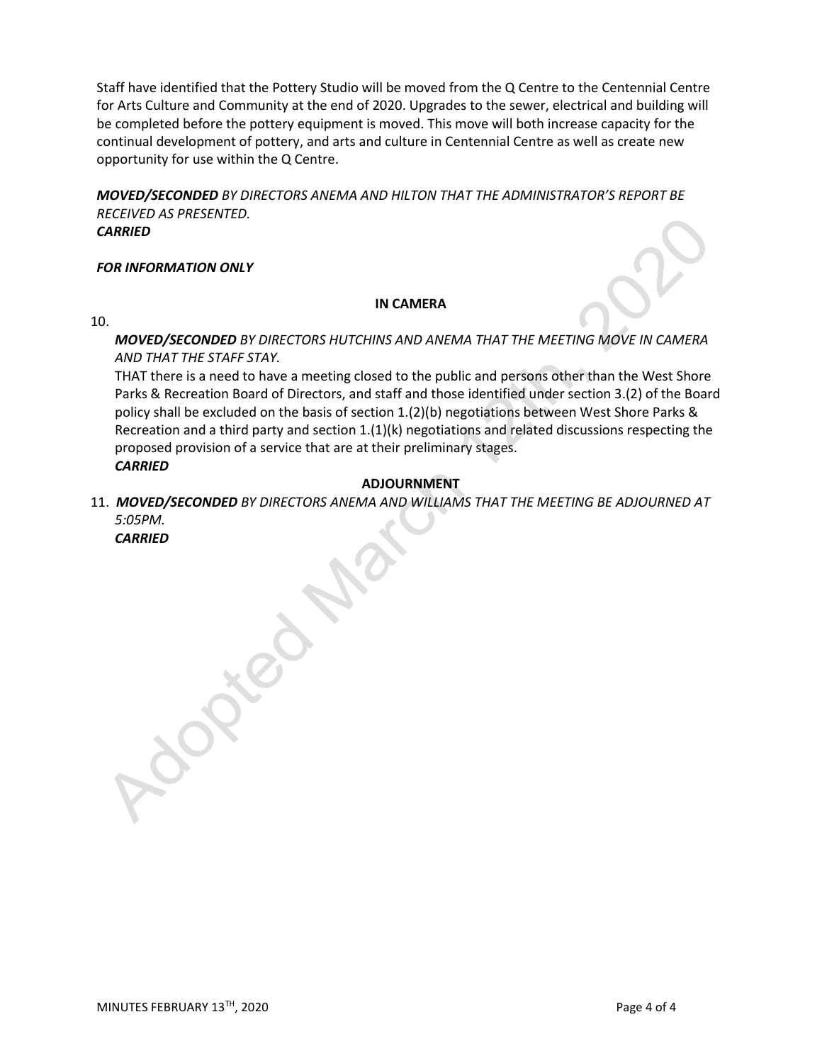Staff have identified that the Pottery Studio will be moved from the Q Centre to the Centennial Centre for Arts Culture and Community at the end of 2020. Upgrades to the sewer, electrical and building will be completed before the pottery equipment is moved. This move will both increase capacity for the continual development of pottery, and arts and culture in Centennial Centre as well as create new opportunity for use within the Q Centre.

***MOVED/SECONDED*** *BY DIRECTORS ANEMA AND HILTON THAT THE ADMINISTRATOR'S REPORT BE RECEIVED AS PRESENTED.*
***CARRIED***

***FOR INFORMATION ONLY***

**IN CAMERA**

10. ***MOVED/SECONDED*** *BY DIRECTORS HUTCHINS AND ANEMA THAT THE MEETING MOVE IN CAMERA AND THAT THE STAFF STAY.*
    THAT there is a need to have a meeting closed to the public and persons other than the West Shore Parks & Recreation Board of Directors, and staff and those identified under section 3.(2) of the Board policy shall be excluded on the basis of section 1.(2)(b) negotiations between West Shore Parks & Recreation and a third party and section 1.(1)(k) negotiations and related discussions respecting the proposed provision of a service that are at their preliminary stages.
    ***CARRIED***

**ADJOURNMENT**

11. ***MOVED/SECONDED*** *BY DIRECTORS ANEMA AND WILLIAMS THAT THE MEETING BE ADJOURNED AT 5:05PM.*
    ***CARRIED***

Adopted March 12th, 2020